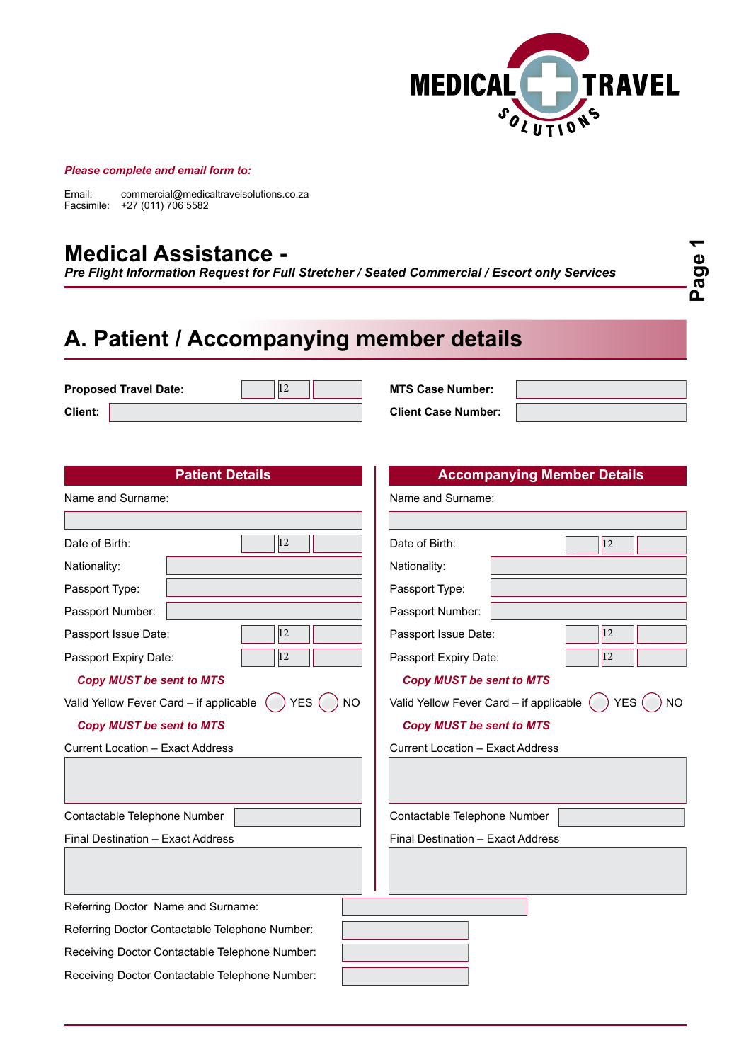MEDICAL TRAVEL SOLUTIONS

***Please complete and email form to:***

Email: commercial@medicaltravelsolutions.co.za
Facsimile: +27 (011) 706 5582

# Medical Assistance -

***Pre Flight Information Request for Full Stretcher / Seated Commercial / Escort only Services***

## A. Patient / Accompanying member details

**Proposed Travel Date:** 12

**Client:**

**MTS Case Number:**

**Client Case Number:**

| **Patient Details** | **Accompanying Member Details** |
|---|---|
| Name and Surname: | Name and Surname: |
| Date of Birth: 12 | Date of Birth: 12 |
| Nationality: | Nationality: |
| Passport Type: | Passport Type: |
| Passport Number: | Passport Number: |
| Passport Issue Date: 12 | Passport Issue Date: 12 |
| Passport Expiry Date: 12 | Passport Expiry Date: 12 |
| ***Copy MUST be sent to MTS*** | ***Copy MUST be sent to MTS*** |
| Valid Yellow Fever Card – if applicable ○ YES ○ NO | Valid Yellow Fever Card – if applicable ○ YES ○ NO |
| ***Copy MUST be sent to MTS*** | ***Copy MUST be sent to MTS*** |
| Current Location – Exact Address | Current Location – Exact Address |
| Contactable Telephone Number | Contactable Telephone Number |
| Final Destination – Exact Address | Final Destination – Exact Address |

Referring Doctor Name and Surname:

Referring Doctor Contactable Telephone Number:

Receiving Doctor Contactable Telephone Number:

Receiving Doctor Contactable Telephone Number: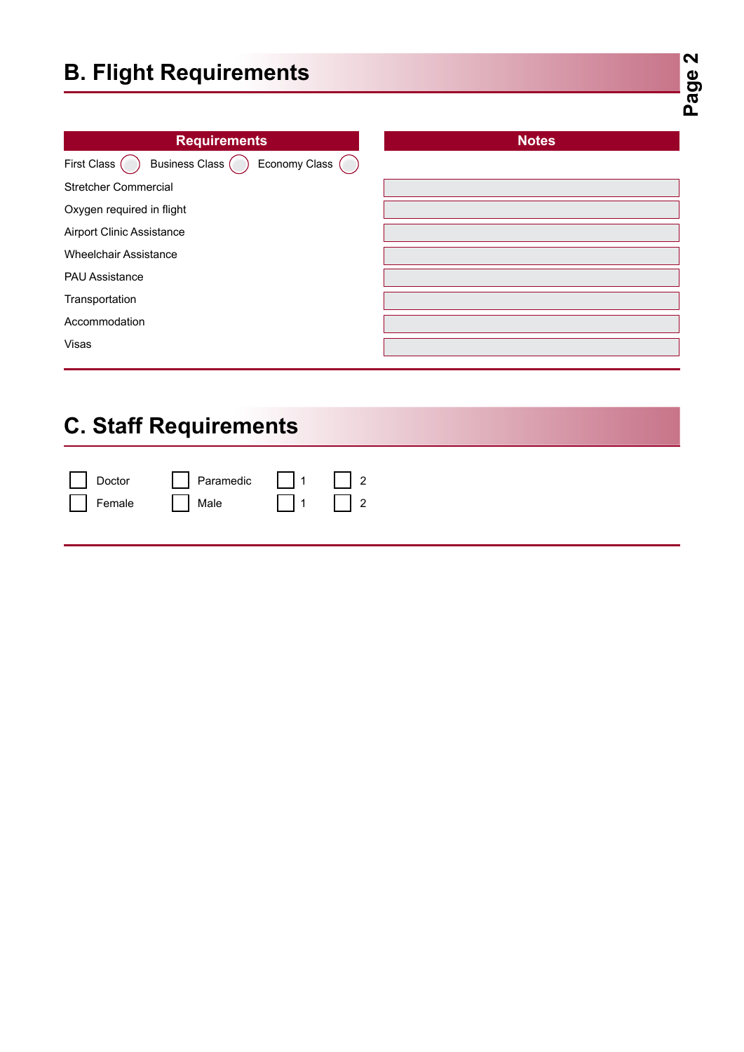## B. Flight Requirements

| Requirements | Notes |
| --- | --- |
| First Class ○ Business Class ○ Economy Class ○ | |
| Stretcher Commercial | |
| Oxygen required in flight | |
| Airport Clinic Assistance | |
| Wheelchair Assistance | |
| PAU Assistance | |
| Transportation | |
| Accommodation | |
| Visas | |

## C. Staff Requirements

| | | | |
| --- | --- | --- | --- |
| ☐ Doctor | ☐ Paramedic | ☐ 1 | ☐ 2 |
| ☐ Female | ☐ Male | ☐ 1 | ☐ 2 |